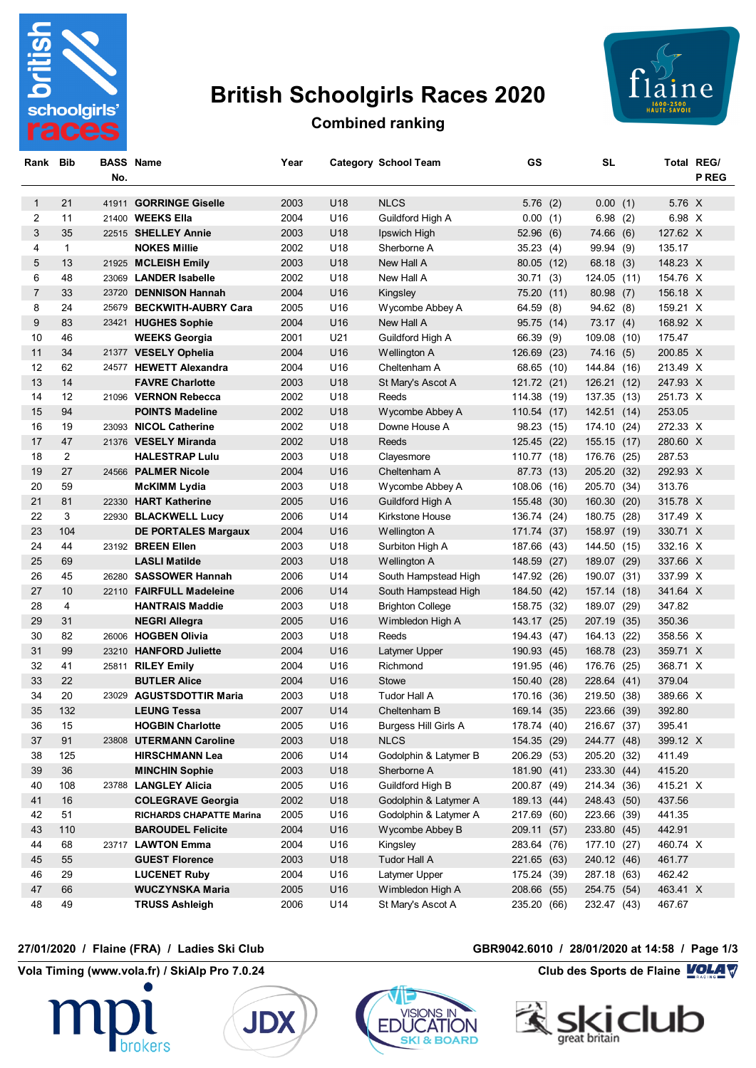# British Schoolgirls Races 2020

## Combined ranking

| Rank | Bib | BASS No. | Name | Year | Category | School Team | GS | | SL | | Total | REG/ P REG |
|---|---|---|---|---|---|---|---|---|---|---|---|---|
| 1 | 21 | 41911 | **GORRINGE Giselle** | 2003 | U18 | NLCS | 5.76 | (2) | 0.00 | (1) | 5.76 | X |
| 2 | 11 | 21400 | **WEEKS Ella** | 2004 | U16 | Guildford High A | 0.00 | (1) | 6.98 | (2) | 6.98 | X |
| 3 | 35 | 22515 | **SHELLEY Annie** | 2003 | U18 | Ipswich High | 52.96 | (6) | 74.66 | (6) | 127.62 | X |
| 4 | 1 | | **NOKES Millie** | 2002 | U18 | Sherborne A | 35.23 | (4) | 99.94 | (9) | 135.17 | |
| 5 | 13 | 21925 | **MCLEISH Emily** | 2003 | U18 | New Hall A | 80.05 | (12) | 68.18 | (3) | 148.23 | X |
| 6 | 48 | 23069 | **LANDER Isabelle** | 2002 | U18 | New Hall A | 30.71 | (3) | 124.05 | (11) | 154.76 | X |
| 7 | 33 | 23720 | **DENNISON Hannah** | 2004 | U16 | Kingsley | 75.20 | (11) | 80.98 | (7) | 156.18 | X |
| 8 | 24 | 25679 | **BECKWITH-AUBRY Cara** | 2005 | U16 | Wycombe Abbey A | 64.59 | (8) | 94.62 | (8) | 159.21 | X |
| 9 | 83 | 23421 | **HUGHES Sophie** | 2004 | U16 | New Hall A | 95.75 | (14) | 73.17 | (4) | 168.92 | X |
| 10 | 46 | | **WEEKS Georgia** | 2001 | U21 | Guildford High A | 66.39 | (9) | 109.08 | (10) | 175.47 | |
| 11 | 34 | 21377 | **VESELY Ophelia** | 2004 | U16 | Wellington A | 126.69 | (23) | 74.16 | (5) | 200.85 | X |
| 12 | 62 | 24577 | **HEWETT Alexandra** | 2004 | U16 | Cheltenham A | 68.65 | (10) | 144.84 | (16) | 213.49 | X |
| 13 | 14 | | **FAVRE Charlotte** | 2003 | U18 | St Mary's Ascot A | 121.72 | (21) | 126.21 | (12) | 247.93 | X |
| 14 | 12 | 21096 | **VERNON Rebecca** | 2002 | U18 | Reeds | 114.38 | (19) | 137.35 | (13) | 251.73 | X |
| 15 | 94 | | **POINTS Madeline** | 2002 | U18 | Wycombe Abbey A | 110.54 | (17) | 142.51 | (14) | 253.05 | |
| 16 | 19 | 23093 | **NICOL Catherine** | 2002 | U18 | Downe House A | 98.23 | (15) | 174.10 | (24) | 272.33 | X |
| 17 | 47 | 21376 | **VESELY Miranda** | 2002 | U18 | Reeds | 125.45 | (22) | 155.15 | (17) | 280.60 | X |
| 18 | 2 | | **HALESTRAP Lulu** | 2003 | U18 | Clayesmore | 110.77 | (18) | 176.76 | (25) | 287.53 | |
| 19 | 27 | 24566 | **PALMER Nicole** | 2004 | U16 | Cheltenham A | 87.73 | (13) | 205.20 | (32) | 292.93 | X |
| 20 | 59 | | **McKIMM Lydia** | 2003 | U18 | Wycombe Abbey A | 108.06 | (16) | 205.70 | (34) | 313.76 | |
| 21 | 81 | 22330 | **HART Katherine** | 2005 | U16 | Guildford High A | 155.48 | (30) | 160.30 | (20) | 315.78 | X |
| 22 | 3 | 22930 | **BLACKWELL Lucy** | 2006 | U14 | Kirkstone House | 136.74 | (24) | 180.75 | (28) | 317.49 | X |
| 23 | 104 | | **DE PORTALES Margaux** | 2004 | U16 | Wellington A | 171.74 | (37) | 158.97 | (19) | 330.71 | X |
| 24 | 44 | 23192 | **BREEN Ellen** | 2003 | U18 | Surbiton High A | 187.66 | (43) | 144.50 | (15) | 332.16 | X |
| 25 | 69 | | **LASLI Matilde** | 2003 | U18 | Wellington A | 148.59 | (27) | 189.07 | (29) | 337.66 | X |
| 26 | 45 | 26280 | **SASSOWER Hannah** | 2006 | U14 | South Hampstead High | 147.92 | (26) | 190.07 | (31) | 337.99 | X |
| 27 | 10 | 22110 | **FAIRFULL Madeleine** | 2006 | U14 | South Hampstead High | 184.50 | (42) | 157.14 | (18) | 341.64 | X |
| 28 | 4 | | **HANTRAIS Maddie** | 2003 | U18 | Brighton College | 158.75 | (32) | 189.07 | (29) | 347.82 | |
| 29 | 31 | | **NEGRI Allegra** | 2005 | U16 | Wimbledon High A | 143.17 | (25) | 207.19 | (35) | 350.36 | |
| 30 | 82 | 26006 | **HOGBEN Olivia** | 2003 | U18 | Reeds | 194.43 | (47) | 164.13 | (22) | 358.56 | X |
| 31 | 99 | 23210 | **HANFORD Juliette** | 2004 | U16 | Latymer Upper | 190.93 | (45) | 168.78 | (23) | 359.71 | X |
| 32 | 41 | 25811 | **RILEY Emily** | 2004 | U16 | Richmond | 191.95 | (46) | 176.76 | (25) | 368.71 | X |
| 33 | 22 | | **BUTLER Alice** | 2004 | U16 | Stowe | 150.40 | (28) | 228.64 | (41) | 379.04 | |
| 34 | 20 | 23029 | **AGUSTSDOTTIR Maria** | 2003 | U18 | Tudor Hall A | 170.16 | (36) | 219.50 | (38) | 389.66 | X |
| 35 | 132 | | **LEUNG Tessa** | 2007 | U14 | Cheltenham B | 169.14 | (35) | 223.66 | (39) | 392.80 | |
| 36 | 15 | | **HOGBIN Charlotte** | 2005 | U16 | Burgess Hill Girls A | 178.74 | (40) | 216.67 | (37) | 395.41 | |
| 37 | 91 | 23808 | **UTERMANN Caroline** | 2003 | U18 | NLCS | 154.35 | (29) | 244.77 | (48) | 399.12 | X |
| 38 | 125 | | **HIRSCHMANN Lea** | 2006 | U14 | Godolphin & Latymer B | 206.29 | (53) | 205.20 | (32) | 411.49 | |
| 39 | 36 | | **MINCHIN Sophie** | 2003 | U18 | Sherborne A | 181.90 | (41) | 233.30 | (44) | 415.20 | |
| 40 | 108 | 23788 | **LANGLEY Alicia** | 2005 | U16 | Guildford High B | 200.87 | (49) | 214.34 | (36) | 415.21 | X |
| 41 | 16 | | **COLEGRAVE Georgia** | 2002 | U18 | Godolphin & Latymer A | 189.13 | (44) | 248.43 | (50) | 437.56 | |
| 42 | 51 | | **RICHARDS CHAPATTE Marina** | 2005 | U16 | Godolphin & Latymer A | 217.69 | (60) | 223.66 | (39) | 441.35 | |
| 43 | 110 | | **BAROUDEL Felicite** | 2004 | U16 | Wycombe Abbey B | 209.11 | (57) | 233.80 | (45) | 442.91 | |
| 44 | 68 | 23717 | **LAWTON Emma** | 2004 | U16 | Kingsley | 283.64 | (76) | 177.10 | (27) | 460.74 | X |
| 45 | 55 | | **GUEST Florence** | 2003 | U18 | Tudor Hall A | 221.65 | (63) | 240.12 | (46) | 461.77 | |
| 46 | 29 | | **LUCENET Ruby** | 2004 | U16 | Latymer Upper | 175.24 | (39) | 287.18 | (63) | 462.42 | |
| 47 | 66 | | **WUCZYNSKA Maria** | 2005 | U16 | Wimbledon High A | 208.66 | (55) | 254.75 | (54) | 463.41 | X |
| 48 | 49 | | **TRUSS Ashleigh** | 2006 | U14 | St Mary's Ascot A | 235.20 | (66) | 232.47 | (43) | 467.67 | |

27/01/2020 / Flaine (FRA) / Ladies Ski Club — GBR9042.6010 / 28/01/2020 at 14:58

Vola Timing (www.vola.fr) / SkiAlp Pro 7.0.24 — Club des Sports de Flaine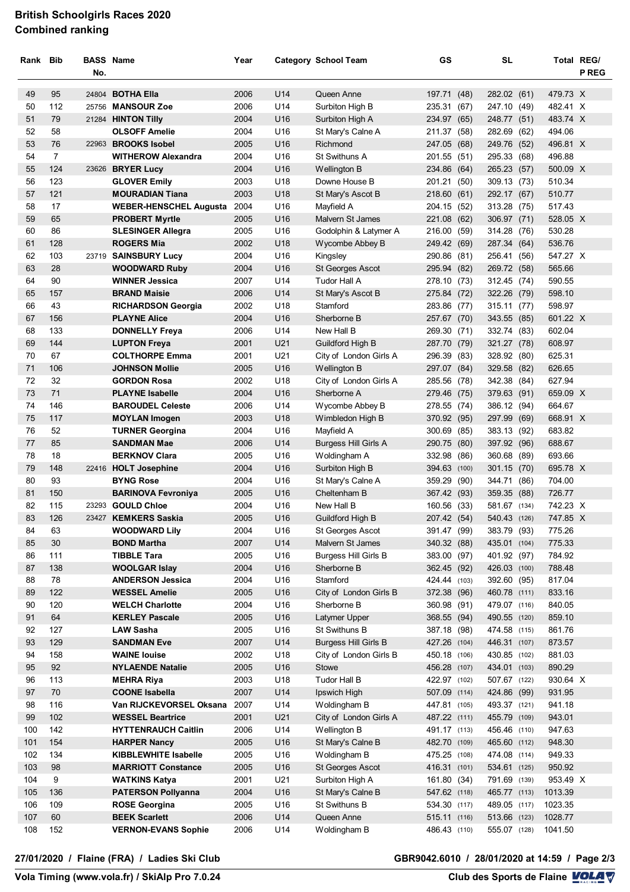# British Schoolgirls Races 2020
## Combined ranking

| Rank | Bib | BASS No. | Name | Year | Category | School Team | GS | SL | Total | REG/ P REG |
|---|---|---|---|---|---|---|---|---|---|---|
| 49 | 95 | 24804 | **BOTHA Ella** | 2006 | U14 | Queen Anne | 197.71 (48) | 282.02 (61) | 479.73 | X |
| 50 | 112 | 25756 | **MANSOUR Zoe** | 2006 | U14 | Surbiton High B | 235.31 (67) | 247.10 (49) | 482.41 | X |
| 51 | 79 | 21284 | **HINTON Tilly** | 2004 | U16 | Surbiton High A | 234.97 (65) | 248.77 (51) | 483.74 | X |
| 52 | 58 | | **OLSOFF Amelie** | 2004 | U16 | St Mary's Calne A | 211.37 (58) | 282.69 (62) | 494.06 | |
| 53 | 76 | 22963 | **BROOKS Isobel** | 2005 | U16 | Richmond | 247.05 (68) | 249.76 (52) | 496.81 | X |
| 54 | 7 | | **WITHEROW Alexandra** | 2004 | U16 | St Swithuns A | 201.55 (51) | 295.33 (68) | 496.88 | |
| 55 | 124 | 23626 | **BRYER Lucy** | 2004 | U16 | Wellington B | 234.86 (64) | 265.23 (57) | 500.09 | X |
| 56 | 123 | | **GLOVER Emily** | 2003 | U18 | Downe House B | 201.21 (50) | 309.13 (73) | 510.34 | |
| 57 | 121 | | **MOURADIAN Tiana** | 2003 | U18 | St Mary's Ascot B | 218.60 (61) | 292.17 (67) | 510.77 | |
| 58 | 17 | | **WEBER-HENSCHEL Augusta** | 2004 | U16 | Mayfield A | 204.15 (52) | 313.28 (75) | 517.43 | |
| 59 | 65 | | **PROBERT Myrtle** | 2005 | U16 | Malvern St James | 221.08 (62) | 306.97 (71) | 528.05 | X |
| 60 | 86 | | **SLESINGER Allegra** | 2005 | U16 | Godolphin & Latymer A | 216.00 (59) | 314.28 (76) | 530.28 | |
| 61 | 128 | | **ROGERS Mia** | 2002 | U18 | Wycombe Abbey B | 249.42 (69) | 287.34 (64) | 536.76 | |
| 62 | 103 | 23719 | **SAINSBURY Lucy** | 2004 | U16 | Kingsley | 290.86 (81) | 256.41 (56) | 547.27 | X |
| 63 | 28 | | **WOODWARD Ruby** | 2004 | U16 | St Georges Ascot | 295.94 (82) | 269.72 (58) | 565.66 | |
| 64 | 90 | | **WINNER Jessica** | 2007 | U14 | Tudor Hall A | 278.10 (73) | 312.45 (74) | 590.55 | |
| 65 | 157 | | **BRAND Maisie** | 2006 | U14 | St Mary's Ascot B | 275.84 (72) | 322.26 (79) | 598.10 | |
| 66 | 43 | | **RICHARDSON Georgia** | 2002 | U18 | Stamford | 283.86 (77) | 315.11 (77) | 598.97 | |
| 67 | 156 | | **PLAYNE Alice** | 2004 | U16 | Sherborne B | 257.67 (70) | 343.55 (85) | 601.22 | X |
| 68 | 133 | | **DONNELLY Freya** | 2006 | U14 | New Hall B | 269.30 (71) | 332.74 (83) | 602.04 | |
| 69 | 144 | | **LUPTON Freya** | 2001 | U21 | Guildford High B | 287.70 (79) | 321.27 (78) | 608.97 | |
| 70 | 67 | | **COLTHORPE Emma** | 2001 | U21 | City of London Girls A | 296.39 (83) | 328.92 (80) | 625.31 | |
| 71 | 106 | | **JOHNSON Mollie** | 2005 | U16 | Wellington B | 297.07 (84) | 329.58 (82) | 626.65 | |
| 72 | 32 | | **GORDON Rosa** | 2002 | U18 | City of London Girls A | 285.56 (78) | 342.38 (84) | 627.94 | |
| 73 | 71 | | **PLAYNE Isabelle** | 2004 | U16 | Sherborne A | 279.46 (75) | 379.63 (91) | 659.09 | X |
| 74 | 146 | | **BAROUDEL Celeste** | 2006 | U14 | Wycombe Abbey B | 278.55 (74) | 386.12 (94) | 664.67 | |
| 75 | 117 | | **MOYLAN Imogen** | 2003 | U18 | Wimbledon High B | 370.92 (95) | 297.99 (69) | 668.91 | X |
| 76 | 52 | | **TURNER Georgina** | 2004 | U16 | Mayfield A | 300.69 (85) | 383.13 (92) | 683.82 | |
| 77 | 85 | | **SANDMAN Mae** | 2006 | U14 | Burgess Hill Girls A | 290.75 (80) | 397.92 (96) | 688.67 | |
| 78 | 18 | | **BERKNOV Clara** | 2005 | U16 | Woldingham A | 332.98 (86) | 360.68 (89) | 693.66 | |
| 79 | 148 | 22416 | **HOLT Josephine** | 2004 | U16 | Surbiton High B | 394.63 (100) | 301.15 (70) | 695.78 | X |
| 80 | 93 | | **BYNG Rose** | 2004 | U16 | St Mary's Calne A | 359.29 (90) | 344.71 (86) | 704.00 | |
| 81 | 150 | | **BARINOVA Fevroniya** | 2005 | U16 | Cheltenham B | 367.42 (93) | 359.35 (88) | 726.77 | |
| 82 | 115 | 23293 | **GOULD Chloe** | 2004 | U16 | New Hall B | 160.56 (33) | 581.67 (134) | 742.23 | X |
| 83 | 126 | 23427 | **KEMKERS Saskia** | 2005 | U16 | Guildford High B | 207.42 (54) | 540.43 (126) | 747.85 | X |
| 84 | 63 | | **WOODWARD Lily** | 2004 | U16 | St Georges Ascot | 391.47 (99) | 383.79 (93) | 775.26 | |
| 85 | 30 | | **BOND Martha** | 2007 | U14 | Malvern St James | 340.32 (88) | 435.01 (104) | 775.33 | |
| 86 | 111 | | **TIBBLE Tara** | 2005 | U16 | Burgess Hill Girls B | 383.00 (97) | 401.92 (97) | 784.92 | |
| 87 | 138 | | **WOOLGAR Islay** | 2004 | U16 | Sherborne B | 362.45 (92) | 426.03 (100) | 788.48 | |
| 88 | 78 | | **ANDERSON Jessica** | 2004 | U16 | Stamford | 424.44 (103) | 392.60 (95) | 817.04 | |
| 89 | 122 | | **WESSEL Amelie** | 2005 | U16 | City of London Girls B | 372.38 (96) | 460.78 (111) | 833.16 | |
| 90 | 120 | | **WELCH Charlotte** | 2004 | U16 | Sherborne B | 360.98 (91) | 479.07 (116) | 840.05 | |
| 91 | 64 | | **KERLEY Pascale** | 2005 | U16 | Latymer Upper | 368.55 (94) | 490.55 (120) | 859.10 | |
| 92 | 127 | | **LAW Sasha** | 2005 | U16 | St Swithuns B | 387.18 (98) | 474.58 (115) | 861.76 | |
| 93 | 129 | | **SANDMAN Eve** | 2007 | U14 | Burgess Hill Girls B | 427.26 (104) | 446.31 (107) | 873.57 | |
| 94 | 158 | | **WAINE louise** | 2002 | U18 | City of London Girls B | 450.18 (106) | 430.85 (102) | 881.03 | |
| 95 | 92 | | **NYLAENDE Natalie** | 2005 | U16 | Stowe | 456.28 (107) | 434.01 (103) | 890.29 | |
| 96 | 113 | | **MEHRA Riya** | 2003 | U18 | Tudor Hall B | 422.97 (102) | 507.67 (122) | 930.64 | X |
| 97 | 70 | | **COONE Isabella** | 2007 | U14 | Ipswich High | 507.09 (114) | 424.86 (99) | 931.95 | |
| 98 | 116 | | **Van RIJCKEVORSEL Oksana** | 2007 | U14 | Woldingham B | 447.81 (105) | 493.37 (121) | 941.18 | |
| 99 | 102 | | **WESSEL Beartrice** | 2001 | U21 | City of London Girls A | 487.22 (111) | 455.79 (109) | 943.01 | |
| 100 | 142 | | **HYTTENRAUCH Caitlin** | 2006 | U14 | Wellington B | 491.17 (113) | 456.46 (110) | 947.63 | |
| 101 | 154 | | **HARPER Nancy** | 2005 | U16 | St Mary's Calne B | 482.70 (109) | 465.60 (112) | 948.30 | |
| 102 | 134 | | **KIBBLEWHITE Isabelle** | 2005 | U16 | Woldingham B | 475.25 (108) | 474.08 (114) | 949.33 | |
| 103 | 98 | | **MARRIOTT Constance** | 2005 | U16 | St Georges Ascot | 416.31 (101) | 534.61 (125) | 950.92 | |
| 104 | 9 | | **WATKINS Katya** | 2001 | U21 | Surbiton High A | 161.80 (34) | 791.69 (139) | 953.49 | X |
| 105 | 136 | | **PATERSON Pollyanna** | 2004 | U16 | St Mary's Calne B | 547.62 (118) | 465.77 (113) | 1013.39 | |
| 106 | 109 | | **ROSE Georgina** | 2005 | U16 | St Swithuns B | 534.30 (117) | 489.05 (117) | 1023.35 | |
| 107 | 60 | | **BEEK Scarlett** | 2006 | U14 | Queen Anne | 515.11 (116) | 513.66 (123) | 1028.77 | |
| 108 | 152 | | **VERNON-EVANS Sophie** | 2006 | U14 | Woldingham B | 486.43 (110) | 555.07 (128) | 1041.50 | |

**27/01/2020 / Flaine (FRA) / Ladies Ski Club** — **GBR9042.6010 / 28/01/2020 at 14:59**

**Vola Timing (www.vola.fr) / SkiAlp Pro 7.0.24** — **Club des Sports de Flaine**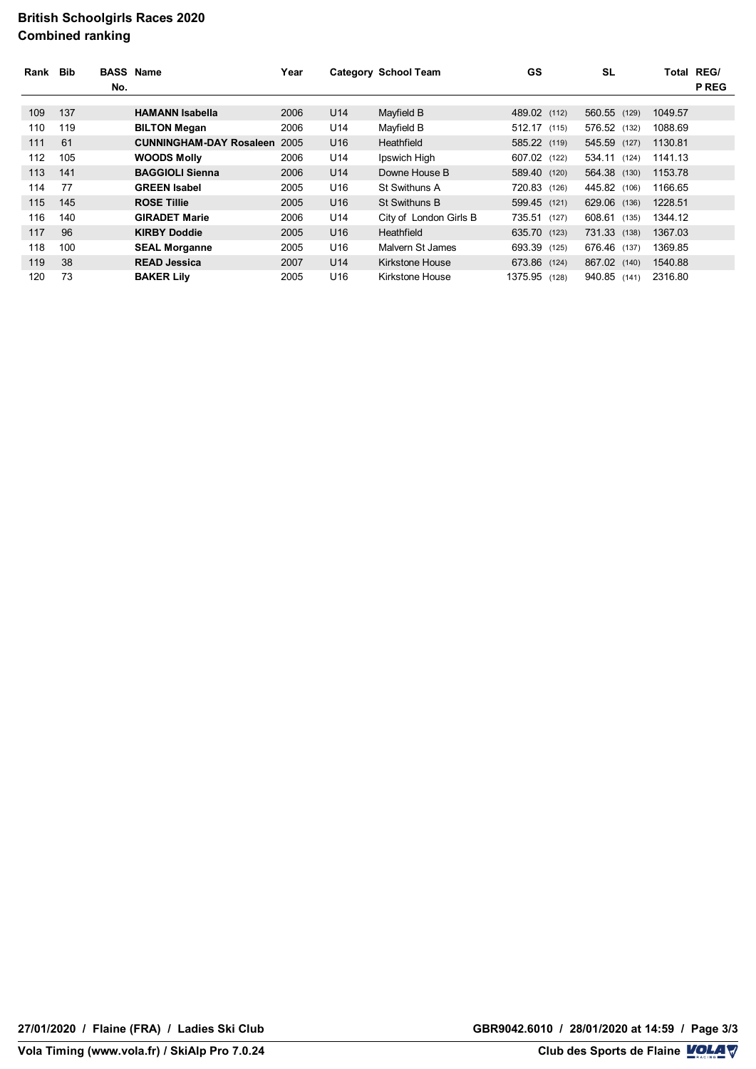**British Schoolgirls Races 2020**
**Combined ranking**

| Rank | Bib | BASS No. | Name | Year | Category | School Team | GS | SL | Total | REG/ P REG |
|---|---|---|---|---|---|---|---|---|---|---|
| 109 | 137 | | **HAMANN Isabella** | 2006 | U14 | Mayfield B | 489.02 (112) | 560.55 (129) | 1049.57 | |
| 110 | 119 | | **BILTON Megan** | 2006 | U14 | Mayfield B | 512.17 (115) | 576.52 (132) | 1088.69 | |
| 111 | 61 | | **CUNNINGHAM-DAY Rosaleen** | 2005 | U16 | Heathfield | 585.22 (119) | 545.59 (127) | 1130.81 | |
| 112 | 105 | | **WOODS Molly** | 2006 | U14 | Ipswich High | 607.02 (122) | 534.11 (124) | 1141.13 | |
| 113 | 141 | | **BAGGIOLI Sienna** | 2006 | U14 | Downe House B | 589.40 (120) | 564.38 (130) | 1153.78 | |
| 114 | 77 | | **GREEN Isabel** | 2005 | U16 | St Swithuns A | 720.83 (126) | 445.82 (106) | 1166.65 | |
| 115 | 145 | | **ROSE Tillie** | 2005 | U16 | St Swithuns B | 599.45 (121) | 629.06 (136) | 1228.51 | |
| 116 | 140 | | **GIRADET Marie** | 2006 | U14 | City of London Girls B | 735.51 (127) | 608.61 (135) | 1344.12 | |
| 117 | 96 | | **KIRBY Doddie** | 2005 | U16 | Heathfield | 635.70 (123) | 731.33 (138) | 1367.03 | |
| 118 | 100 | | **SEAL Morganne** | 2005 | U16 | Malvern St James | 693.39 (125) | 676.46 (137) | 1369.85 | |
| 119 | 38 | | **READ Jessica** | 2007 | U14 | Kirkstone House | 673.86 (124) | 867.02 (140) | 1540.88 | |
| 120 | 73 | | **BAKER Lily** | 2005 | U16 | Kirkstone House | 1375.95 (128) | 940.85 (141) | 2316.80 | |

**27/01/2020 / Flaine (FRA) / Ladies Ski Club** — **GBR9042.6010 / 28/01/2020 at 14:59**

**Vola Timing (www.vola.fr) / SkiAlp Pro 7.0.24** — **Club des Sports de Flaine**